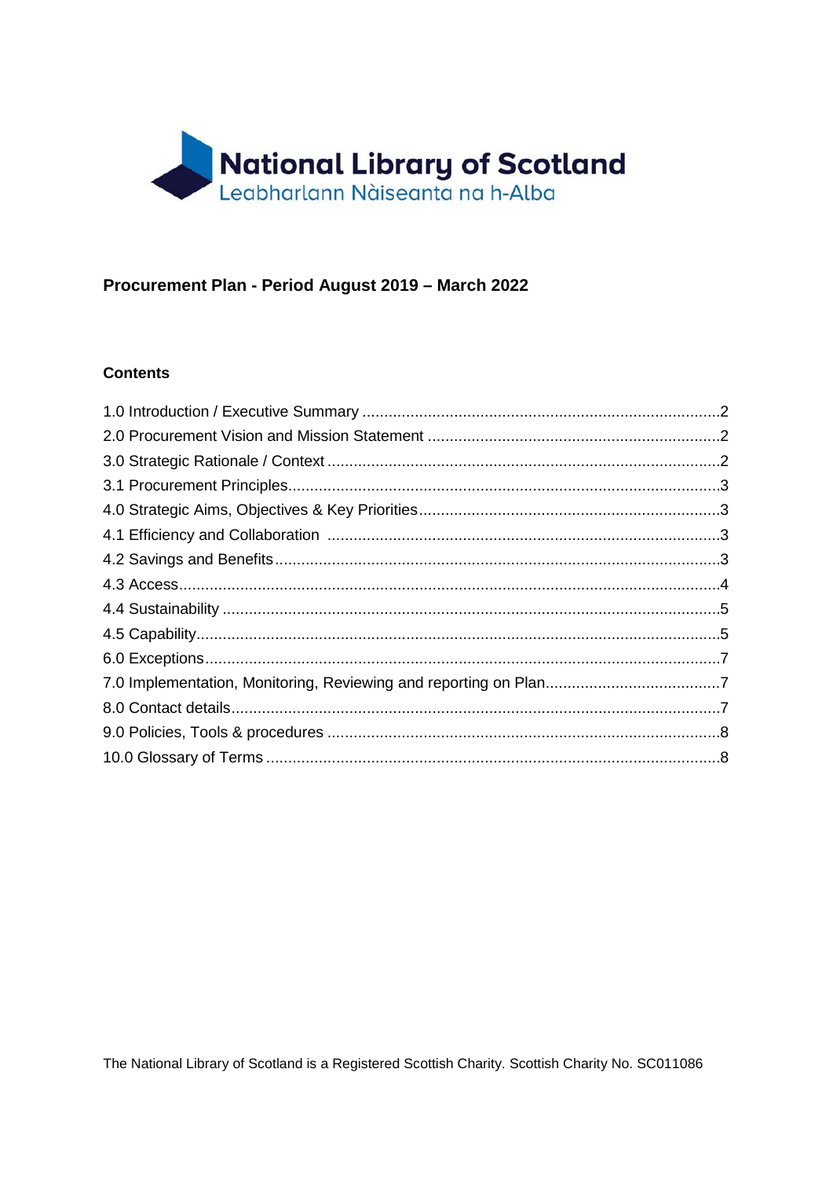National Library of Scotland
Leabharlann Nàiseanta na h-Alba

# Procurement Plan - Period August 2019 – March 2022

## Contents

1.0 Introduction / Executive Summary .....2
2.0 Procurement Vision and Mission Statement .....2
3.0 Strategic Rationale / Context .....2
3.1 Procurement Principles .....3
4.0 Strategic Aims, Objectives & Key Priorities .....3
4.1 Efficiency and Collaboration .....3
4.2 Savings and Benefits .....3
4.3 Access .....4
4.4 Sustainability .....5
4.5 Capability .....5
6.0 Exceptions .....7
7.0 Implementation, Monitoring, Reviewing and reporting on Plan .....7
8.0 Contact details .....7
9.0 Policies, Tools & procedures .....8
10.0 Glossary of Terms .....8

The National Library of Scotland is a Registered Scottish Charity. Scottish Charity No. SC011086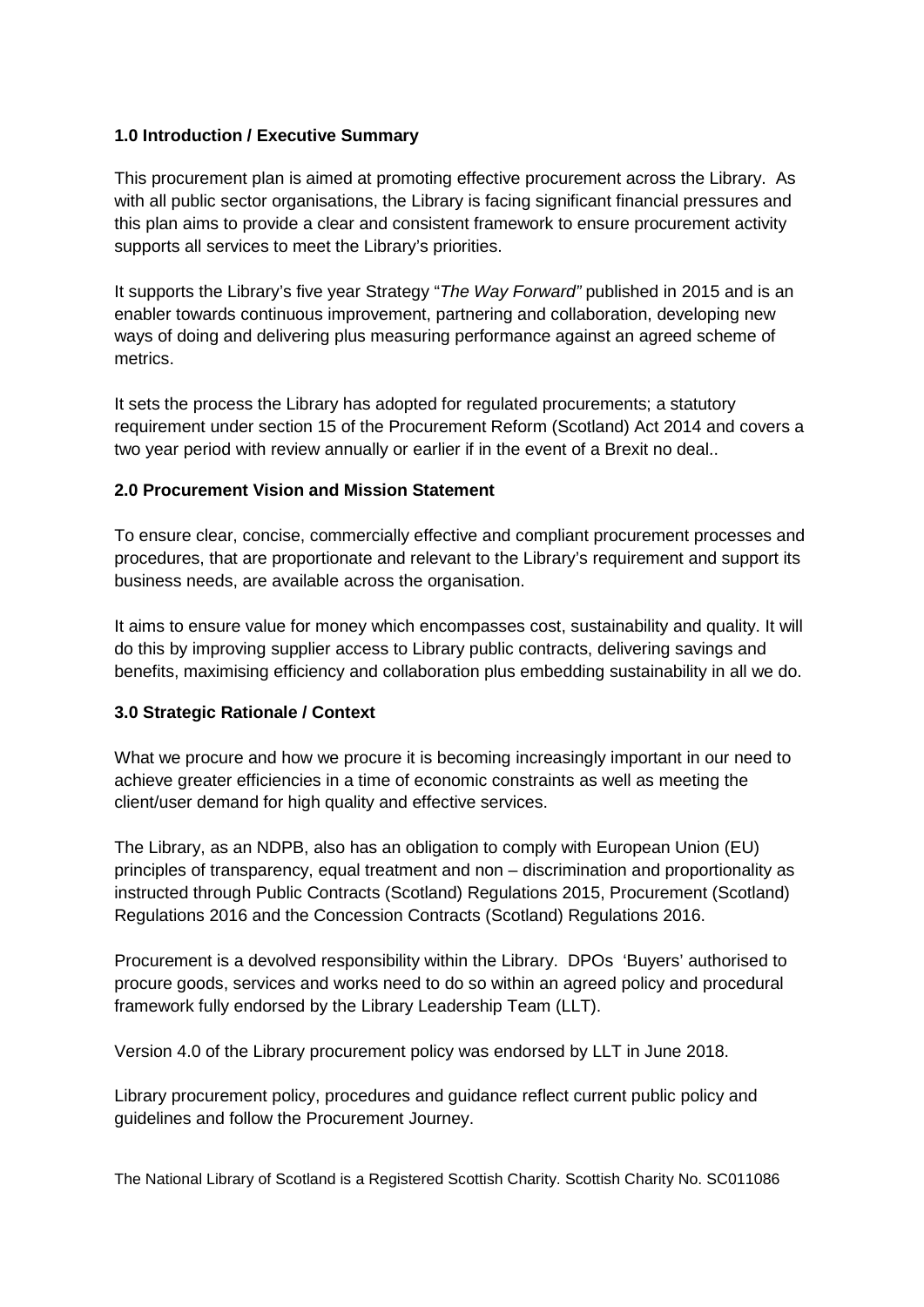**1.0 Introduction / Executive Summary**

This procurement plan is aimed at promoting effective procurement across the Library. As with all public sector organisations, the Library is facing significant financial pressures and this plan aims to provide a clear and consistent framework to ensure procurement activity supports all services to meet the Library's priorities.

It supports the Library's five year Strategy "*The Way Forward"* published in 2015 and is an enabler towards continuous improvement, partnering and collaboration, developing new ways of doing and delivering plus measuring performance against an agreed scheme of metrics.

It sets the process the Library has adopted for regulated procurements; a statutory requirement under section 15 of the Procurement Reform (Scotland) Act 2014 and covers a two year period with review annually or earlier if in the event of a Brexit no deal..

**2.0 Procurement Vision and Mission Statement**

To ensure clear, concise, commercially effective and compliant procurement processes and procedures, that are proportionate and relevant to the Library's requirement and support its business needs, are available across the organisation.

It aims to ensure value for money which encompasses cost, sustainability and quality. It will do this by improving supplier access to Library public contracts, delivering savings and benefits, maximising efficiency and collaboration plus embedding sustainability in all we do.

**3.0 Strategic Rationale / Context**

What we procure and how we procure it is becoming increasingly important in our need to achieve greater efficiencies in a time of economic constraints as well as meeting the client/user demand for high quality and effective services.

The Library, as an NDPB, also has an obligation to comply with European Union (EU) principles of transparency, equal treatment and non – discrimination and proportionality as instructed through Public Contracts (Scotland) Regulations 2015, Procurement (Scotland) Regulations 2016 and the Concession Contracts (Scotland) Regulations 2016.

Procurement is a devolved responsibility within the Library. DPOs 'Buyers' authorised to procure goods, services and works need to do so within an agreed policy and procedural framework fully endorsed by the Library Leadership Team (LLT).

Version 4.0 of the Library procurement policy was endorsed by LLT in June 2018.

Library procurement policy, procedures and guidance reflect current public policy and guidelines and follow the Procurement Journey.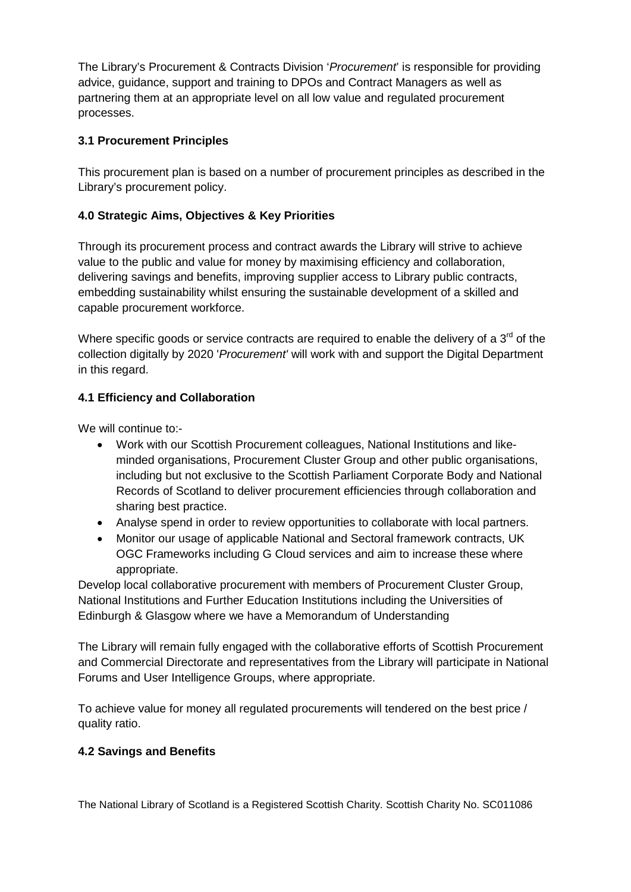The Library's Procurement & Contracts Division '*Procurement*' is responsible for providing advice, guidance, support and training to DPOs and Contract Managers as well as partnering them at an appropriate level on all low value and regulated procurement processes.

### 3.1 Procurement Principles

This procurement plan is based on a number of procurement principles as described in the Library's procurement policy.

## 4.0 Strategic Aims, Objectives & Key Priorities

Through its procurement process and contract awards the Library will strive to achieve value to the public and value for money by maximising efficiency and collaboration, delivering savings and benefits, improving supplier access to Library public contracts, embedding sustainability whilst ensuring the sustainable development of a skilled and capable procurement workforce.

Where specific goods or service contracts are required to enable the delivery of a 3rd of the collection digitally by 2020 '*Procurement*' will work with and support the Digital Department in this regard.

### 4.1 Efficiency and Collaboration

We will continue to:-

- Work with our Scottish Procurement colleagues, National Institutions and like-minded organisations, Procurement Cluster Group and other public organisations, including but not exclusive to the Scottish Parliament Corporate Body and National Records of Scotland to deliver procurement efficiencies through collaboration and sharing best practice.
- Analyse spend in order to review opportunities to collaborate with local partners.
- Monitor our usage of applicable National and Sectoral framework contracts, UK OGC Frameworks including G Cloud services and aim to increase these where appropriate.

Develop local collaborative procurement with members of Procurement Cluster Group, National Institutions and Further Education Institutions including the Universities of Edinburgh & Glasgow where we have a Memorandum of Understanding

The Library will remain fully engaged with the collaborative efforts of Scottish Procurement and Commercial Directorate and representatives from the Library will participate in National Forums and User Intelligence Groups, where appropriate.

To achieve value for money all regulated procurements will tendered on the best price / quality ratio.

### 4.2 Savings and Benefits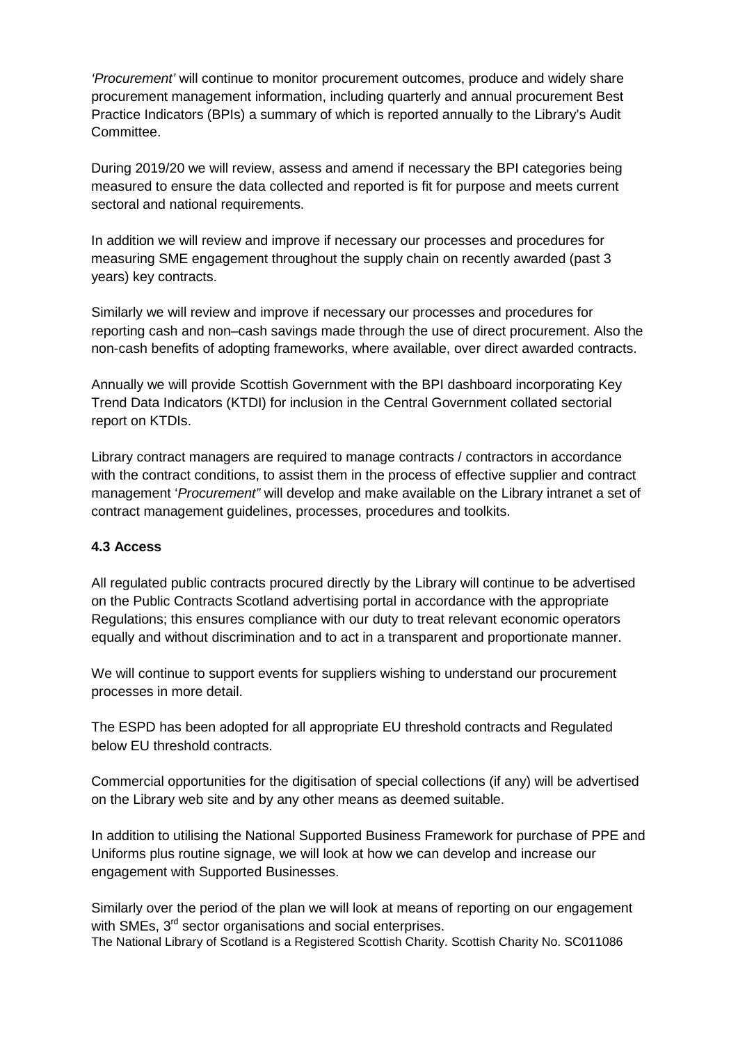*'Procurement'* will continue to monitor procurement outcomes, produce and widely share procurement management information, including quarterly and annual procurement Best Practice Indicators (BPIs) a summary of which is reported annually to the Library's Audit Committee.

During 2019/20 we will review, assess and amend if necessary the BPI categories being measured to ensure the data collected and reported is fit for purpose and meets current sectoral and national requirements.

In addition we will review and improve if necessary our processes and procedures for measuring SME engagement throughout the supply chain on recently awarded (past 3 years) key contracts.

Similarly we will review and improve if necessary our processes and procedures for reporting cash and non–cash savings made through the use of direct procurement. Also the non-cash benefits of adopting frameworks, where available, over direct awarded contracts.

Annually we will provide Scottish Government with the BPI dashboard incorporating Key Trend Data Indicators (KTDI) for inclusion in the Central Government collated sectorial report on KTDIs.

Library contract managers are required to manage contracts / contractors in accordance with the contract conditions, to assist them in the process of effective supplier and contract management '*Procurement"* will develop and make available on the Library intranet a set of contract management guidelines, processes, procedures and toolkits.

### 4.3 Access

All regulated public contracts procured directly by the Library will continue to be advertised on the Public Contracts Scotland advertising portal in accordance with the appropriate Regulations; this ensures compliance with our duty to treat relevant economic operators equally and without discrimination and to act in a transparent and proportionate manner.

We will continue to support events for suppliers wishing to understand our procurement processes in more detail.

The ESPD has been adopted for all appropriate EU threshold contracts and Regulated below EU threshold contracts.

Commercial opportunities for the digitisation of special collections (if any) will be advertised on the Library web site and by any other means as deemed suitable.

In addition to utilising the National Supported Business Framework for purchase of PPE and Uniforms plus routine signage, we will look at how we can develop and increase our engagement with Supported Businesses.

Similarly over the period of the plan we will look at means of reporting on our engagement with SMEs, 3rd sector organisations and social enterprises.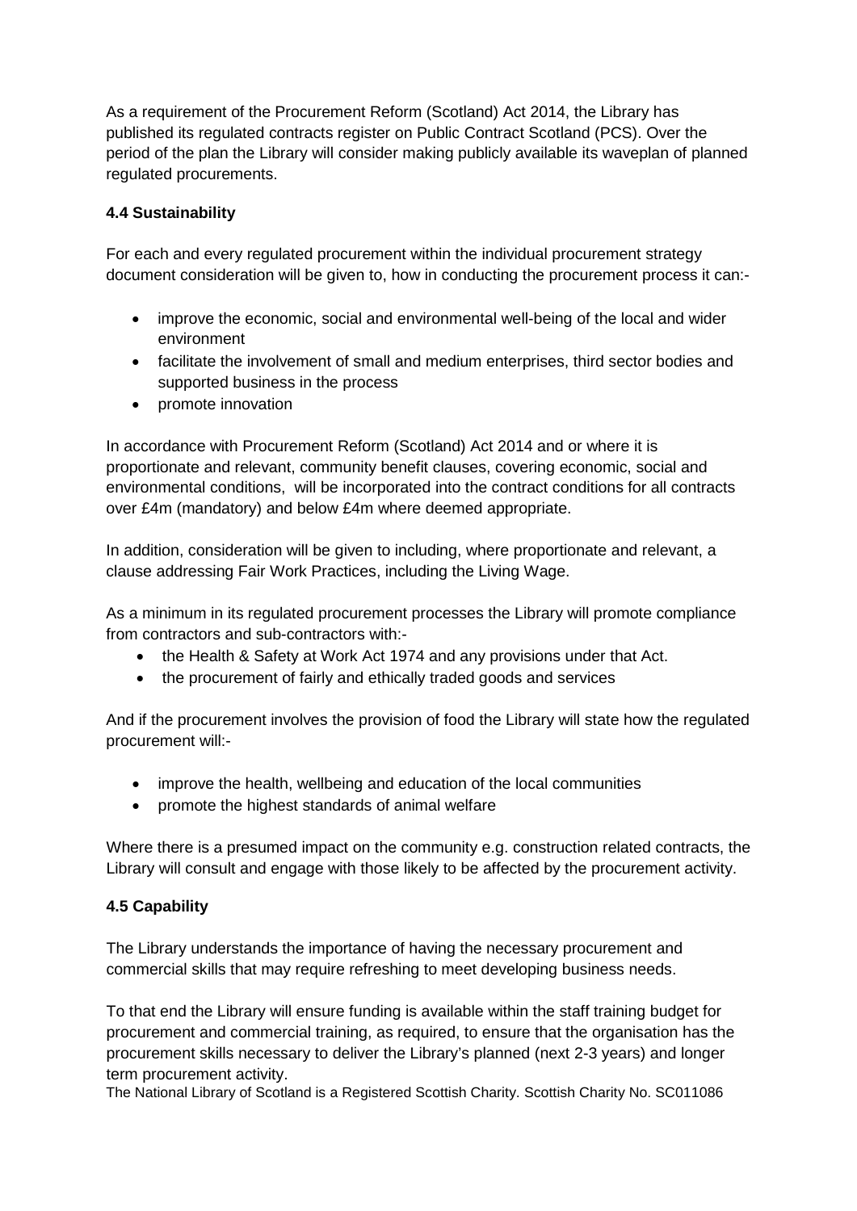As a requirement of the Procurement Reform (Scotland) Act 2014, the Library has published its regulated contracts register on Public Contract Scotland (PCS). Over the period of the plan the Library will consider making publicly available its waveplan of planned regulated procurements.

### 4.4 Sustainability

For each and every regulated procurement within the individual procurement strategy document consideration will be given to, how in conducting the procurement process it can:-

- improve the economic, social and environmental well-being of the local and wider environment
- facilitate the involvement of small and medium enterprises, third sector bodies and supported business in the process
- promote innovation

In accordance with Procurement Reform (Scotland) Act 2014 and or where it is proportionate and relevant, community benefit clauses, covering economic, social and environmental conditions, will be incorporated into the contract conditions for all contracts over £4m (mandatory) and below £4m where deemed appropriate.

In addition, consideration will be given to including, where proportionate and relevant, a clause addressing Fair Work Practices, including the Living Wage.

As a minimum in its regulated procurement processes the Library will promote compliance from contractors and sub-contractors with:-

- the Health & Safety at Work Act 1974 and any provisions under that Act.
- the procurement of fairly and ethically traded goods and services

And if the procurement involves the provision of food the Library will state how the regulated procurement will:-

- improve the health, wellbeing and education of the local communities
- promote the highest standards of animal welfare

Where there is a presumed impact on the community e.g. construction related contracts, the Library will consult and engage with those likely to be affected by the procurement activity.

### 4.5 Capability

The Library understands the importance of having the necessary procurement and commercial skills that may require refreshing to meet developing business needs.

To that end the Library will ensure funding is available within the staff training budget for procurement and commercial training, as required, to ensure that the organisation has the procurement skills necessary to deliver the Library's planned (next 2-3 years) and longer term procurement activity.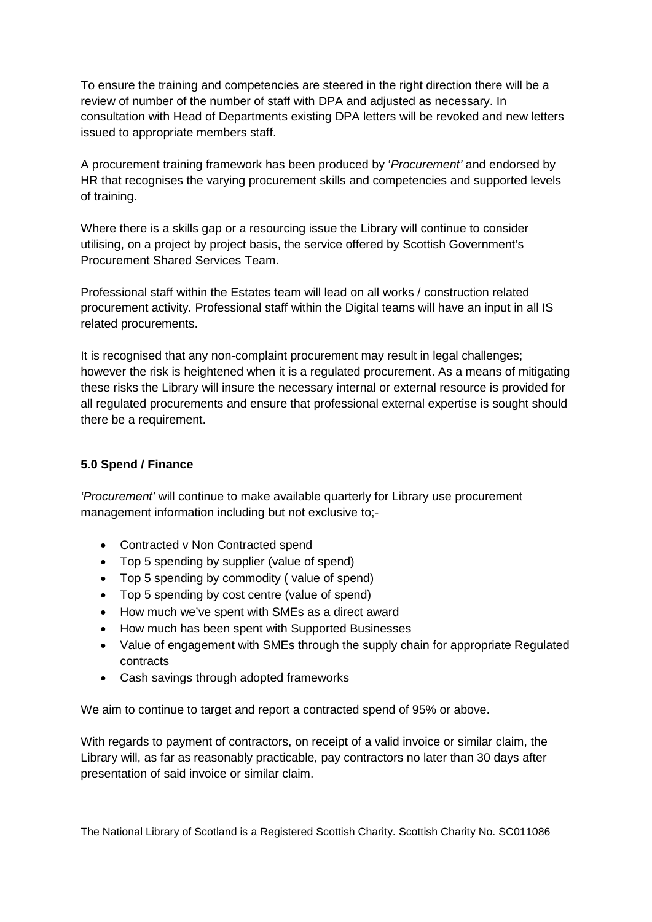To ensure the training and competencies are steered in the right direction there will be a review of number of the number of staff with DPA and adjusted as necessary. In consultation with Head of Departments existing DPA letters will be revoked and new letters issued to appropriate members staff.

A procurement training framework has been produced by '*Procurement'* and endorsed by HR that recognises the varying procurement skills and competencies and supported levels of training.

Where there is a skills gap or a resourcing issue the Library will continue to consider utilising, on a project by project basis, the service offered by Scottish Government's Procurement Shared Services Team.

Professional staff within the Estates team will lead on all works / construction related procurement activity. Professional staff within the Digital teams will have an input in all IS related procurements.

It is recognised that any non-complaint procurement may result in legal challenges; however the risk is heightened when it is a regulated procurement. As a means of mitigating these risks the Library will insure the necessary internal or external resource is provided for all regulated procurements and ensure that professional external expertise is sought should there be a requirement.

**5.0 Spend / Finance**

*'Procurement'* will continue to make available quarterly for Library use procurement management information including but not exclusive to;-

- Contracted v Non Contracted spend
- Top 5 spending by supplier (value of spend)
- Top 5 spending by commodity ( value of spend)
- Top 5 spending by cost centre (value of spend)
- How much we've spent with SMEs as a direct award
- How much has been spent with Supported Businesses
- Value of engagement with SMEs through the supply chain for appropriate Regulated contracts
- Cash savings through adopted frameworks

We aim to continue to target and report a contracted spend of 95% or above.

With regards to payment of contractors, on receipt of a valid invoice or similar claim, the Library will, as far as reasonably practicable, pay contractors no later than 30 days after presentation of said invoice or similar claim.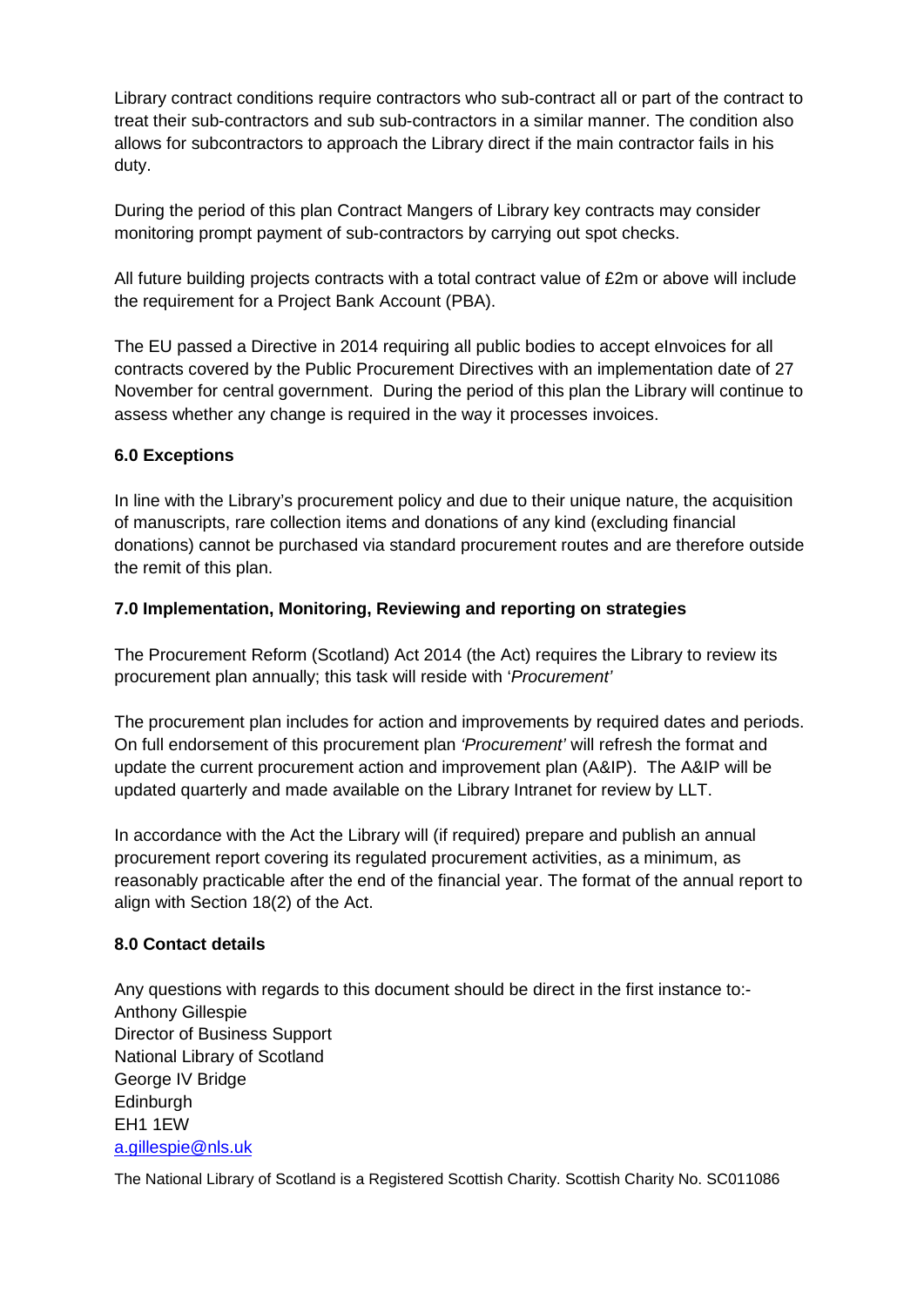Library contract conditions require contractors who sub-contract all or part of the contract to treat their sub-contractors and sub sub-contractors in a similar manner. The condition also allows for subcontractors to approach the Library direct if the main contractor fails in his duty.

During the period of this plan Contract Mangers of Library key contracts may consider monitoring prompt payment of sub-contractors by carrying out spot checks.

All future building projects contracts with a total contract value of £2m or above will include the requirement for a Project Bank Account (PBA).

The EU passed a Directive in 2014 requiring all public bodies to accept eInvoices for all contracts covered by the Public Procurement Directives with an implementation date of 27 November for central government. During the period of this plan the Library will continue to assess whether any change is required in the way it processes invoices.

**6.0 Exceptions**

In line with the Library's procurement policy and due to their unique nature, the acquisition of manuscripts, rare collection items and donations of any kind (excluding financial donations) cannot be purchased via standard procurement routes and are therefore outside the remit of this plan.

**7.0 Implementation, Monitoring, Reviewing and reporting on strategies**

The Procurement Reform (Scotland) Act 2014 (the Act) requires the Library to review its procurement plan annually; this task will reside with '*Procurement'*

The procurement plan includes for action and improvements by required dates and periods. On full endorsement of this procurement plan *'Procurement'* will refresh the format and update the current procurement action and improvement plan (A&IP). The A&IP will be updated quarterly and made available on the Library Intranet for review by LLT.

In accordance with the Act the Library will (if required) prepare and publish an annual procurement report covering its regulated procurement activities, as a minimum, as reasonably practicable after the end of the financial year. The format of the annual report to align with Section 18(2) of the Act.

**8.0 Contact details**

Any questions with regards to this document should be direct in the first instance to:-
Anthony Gillespie
Director of Business Support
National Library of Scotland
George IV Bridge
Edinburgh
EH1 1EW
a.gillespie@nls.uk

The National Library of Scotland is a Registered Scottish Charity. Scottish Charity No. SC011086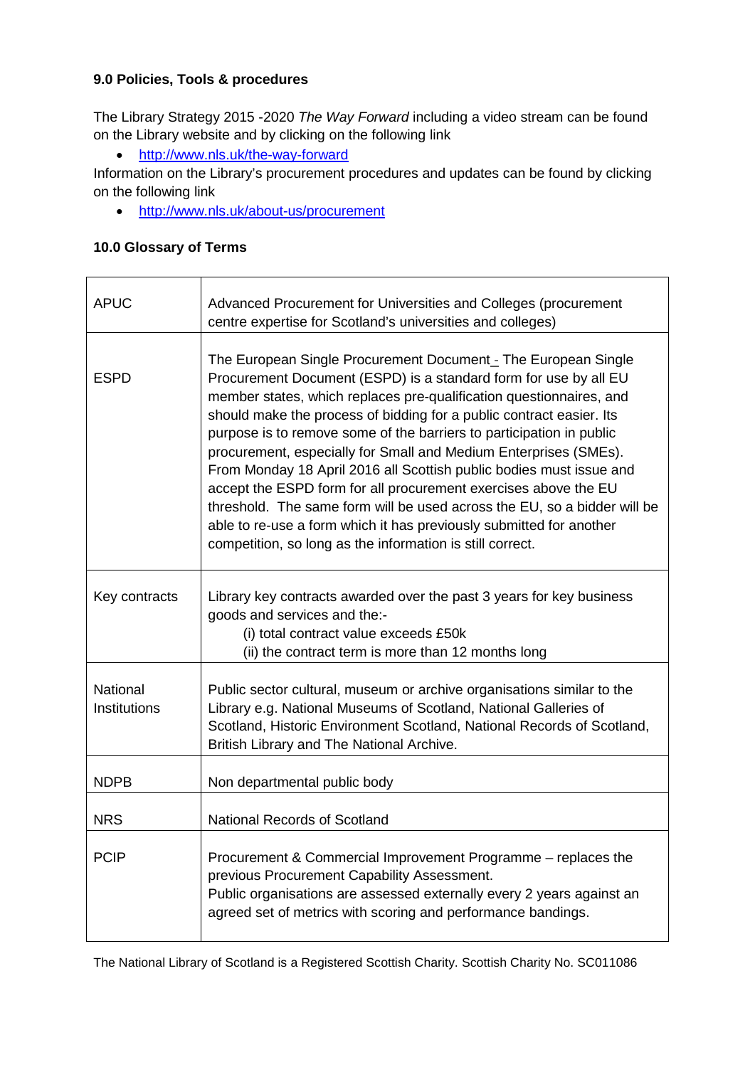**9.0 Policies, Tools & procedures**

The Library Strategy 2015 -2020 *The Way Forward* including a video stream can be found on the Library website and by clicking on the following link

- http://www.nls.uk/the-way-forward

Information on the Library's procurement procedures and updates can be found by clicking on the following link

- http://www.nls.uk/about-us/procurement

**10.0 Glossary of Terms**

| | |
|---|---|
| APUC | Advanced Procurement for Universities and Colleges (procurement centre expertise for Scotland's universities and colleges) |
| ESPD | The European Single Procurement Document - The European Single Procurement Document (ESPD) is a standard form for use by all EU member states, which replaces pre-qualification questionnaires, and should make the process of bidding for a public contract easier. Its purpose is to remove some of the barriers to participation in public procurement, especially for Small and Medium Enterprises (SMEs). From Monday 18 April 2016 all Scottish public bodies must issue and accept the ESPD form for all procurement exercises above the EU threshold. The same form will be used across the EU, so a bidder will be able to re-use a form which it has previously submitted for another competition, so long as the information is still correct. |
| Key contracts | Library key contracts awarded over the past 3 years for key business goods and services and the:- (i) total contract value exceeds £50k (ii) the contract term is more than 12 months long |
| National Institutions | Public sector cultural, museum or archive organisations similar to the Library e.g. National Museums of Scotland, National Galleries of Scotland, Historic Environment Scotland, National Records of Scotland, British Library and The National Archive. |
| NDPB | Non departmental public body |
| NRS | National Records of Scotland |
| PCIP | Procurement & Commercial Improvement Programme – replaces the previous Procurement Capability Assessment. Public organisations are assessed externally every 2 years against an agreed set of metrics with scoring and performance bandings. |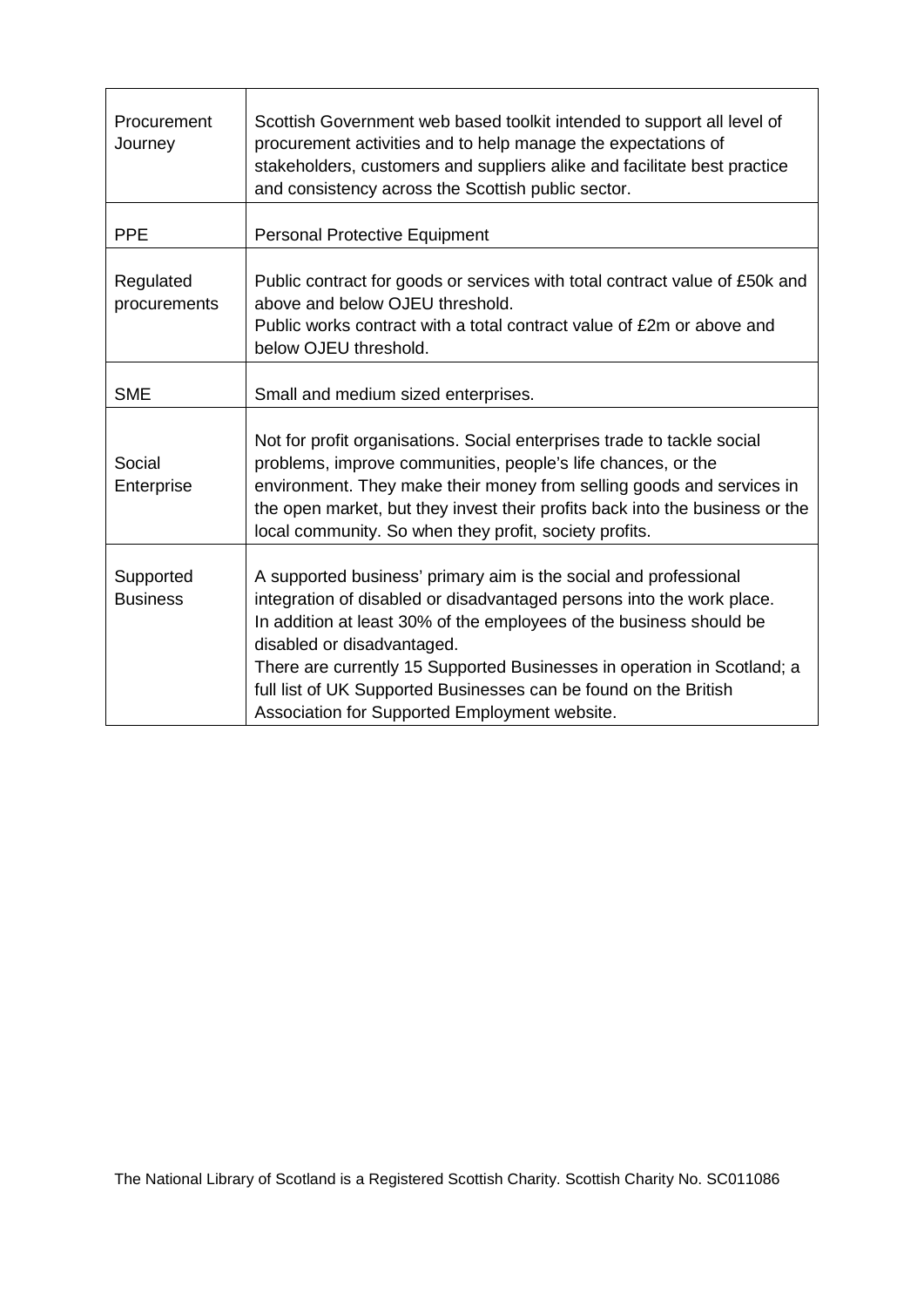| | |
|---|---|
| Procurement Journey | Scottish Government web based toolkit intended to support all level of procurement activities and to help manage the expectations of stakeholders, customers and suppliers alike and facilitate best practice and consistency across the Scottish public sector. |
| PPE | Personal Protective Equipment |
| Regulated procurements | Public contract for goods or services with total contract value of £50k and above and below OJEU threshold.<br>Public works contract with a total contract value of £2m or above and below OJEU threshold. |
| SME | Small and medium sized enterprises. |
| Social Enterprise | Not for profit organisations. Social enterprises trade to tackle social problems, improve communities, people's life chances, or the environment. They make their money from selling goods and services in the open market, but they invest their profits back into the business or the local community. So when they profit, society profits. |
| Supported Business | A supported business' primary aim is the social and professional integration of disabled or disadvantaged persons into the work place. In addition at least 30% of the employees of the business should be disabled or disadvantaged.<br>There are currently 15 Supported Businesses in operation in Scotland; a full list of UK Supported Businesses can be found on the British Association for Supported Employment website. |

The National Library of Scotland is a Registered Scottish Charity. Scottish Charity No. SC011086